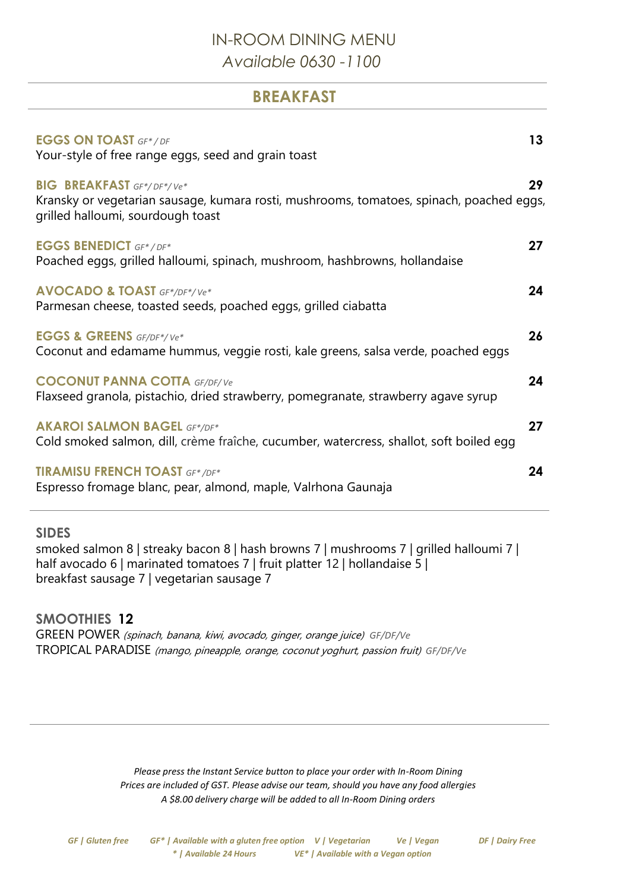# IN-ROOM DINING MENU

*Available 0630 -1100*

## BREAKFAST

**EGGS ON TOAST** *GF* / DF* — **13**
Your-style of free range eggs, seed and grain toast

**BIG BREAKFAST** *GF*/ DF*/ Ve** — **29**
Kransky or vegetarian sausage, kumara rosti, mushrooms, tomatoes, spinach, poached eggs, grilled halloumi, sourdough toast

**EGGS BENEDICT** *GF* / DF** — **27**
Poached eggs, grilled halloumi, spinach, mushroom, hashbrowns, hollandaise

**AVOCADO & TOAST** *GF*/DF*/ Ve** — **24**
Parmesan cheese, toasted seeds, poached eggs, grilled ciabatta

**EGGS & GREENS** *GF/DF*/ Ve** — **26**
Coconut and edamame hummus, veggie rosti, kale greens, salsa verde, poached eggs

**COCONUT PANNA COTTA** *GF/DF/ Ve* — **24**
Flaxseed granola, pistachio, dried strawberry, pomegranate, strawberry agave syrup

**AKAROI SALMON BAGEL** *GF*/DF** — **27**
Cold smoked salmon, dill, crème fraîche, cucumber, watercress, shallot, soft boiled egg

**TIRAMISU FRENCH TOAST** *GF* /DF** — **24**
Espresso fromage blanc, pear, almond, maple, Valrhona Gaunaja

### SIDES

smoked salmon 8 | streaky bacon 8 | hash browns 7 | mushrooms 7 | grilled halloumi 7 | half avocado 6 | marinated tomatoes 7 | fruit platter 12 | hollandaise 5 | breakfast sausage 7 | vegetarian sausage 7

### SMOOTHIES 12

GREEN POWER *(spinach, banana, kiwi, avocado, ginger, orange juice)* *GF/DF/Ve*
TROPICAL PARADISE *(mango, pineapple, orange, coconut yoghurt, passion fruit)* *GF/DF/Ve*

*Please press the Instant Service button to place your order with In-Room Dining*
*Prices are included of GST. Please advise our team, should you have any food allergies*
*A $8.00 delivery charge will be added to all In-Room Dining orders*

***GF | Gluten free GF* | Available with a gluten free option V | Vegetarian Ve | Vegan DF | Dairy Free***
***\* | Available 24 Hours VE* | Available with a Vegan option***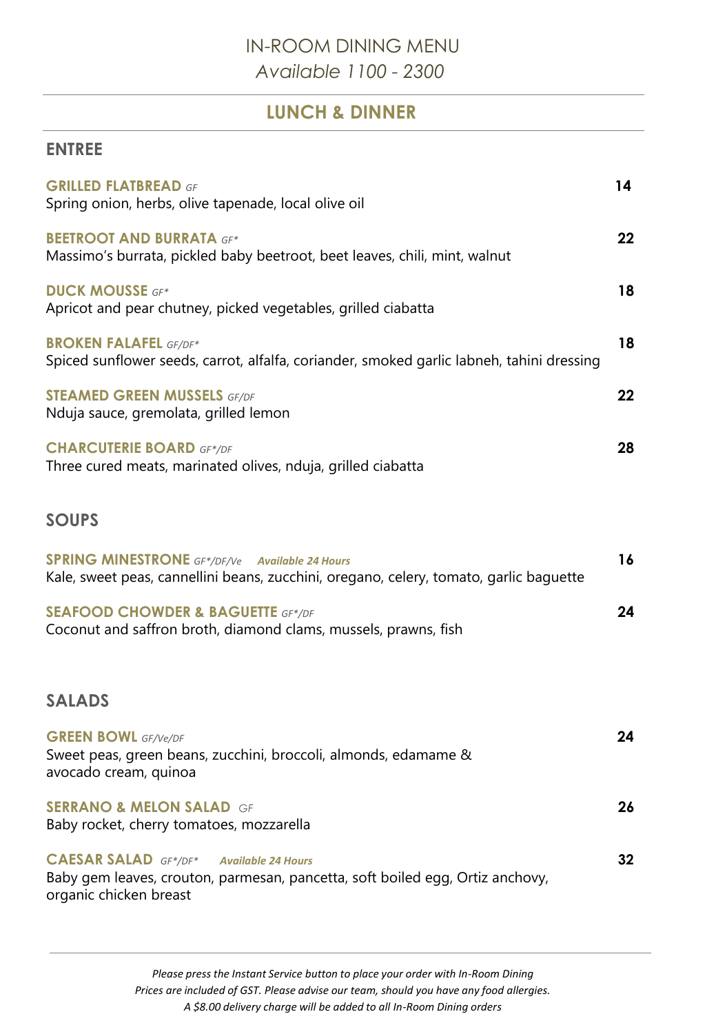# IN-ROOM DINING MENU

*Available 1100 - 2300*

## LUNCH & DINNER

### ENTREE

**GRILLED FLATBREAD** *GF* — **14**
Spring onion, herbs, olive tapenade, local olive oil

**BEETROOT AND BURRATA** *GF** — **22**
Massimo's burrata, pickled baby beetroot, beet leaves, chili, mint, walnut

**DUCK MOUSSE** *GF** — **18**
Apricot and pear chutney, picked vegetables, grilled ciabatta

**BROKEN FALAFEL** *GF/DF** — **18**
Spiced sunflower seeds, carrot, alfalfa, coriander, smoked garlic labneh, tahini dressing

**STEAMED GREEN MUSSELS** *GF/DF* — **22**
Nduja sauce, gremolata, grilled lemon

**CHARCUTERIE BOARD** *GF*/DF* — **28**
Three cured meats, marinated olives, nduja, grilled ciabatta

### SOUPS

**SPRING MINESTRONE** *GF*/DF/Ve* ***Available 24 Hours*** — **16**
Kale, sweet peas, cannellini beans, zucchini, oregano, celery, tomato, garlic baguette

**SEAFOOD CHOWDER & BAGUETTE** *GF*/DF* — **24**
Coconut and saffron broth, diamond clams, mussels, prawns, fish

### SALADS

**GREEN BOWL** *GF/Ve/DF* — **24**
Sweet peas, green beans, zucchini, broccoli, almonds, edamame & avocado cream, quinoa

**SERRANO & MELON SALAD** *GF* — **26**
Baby rocket, cherry tomatoes, mozzarella

**CAESAR SALAD** *GF*/DF** ***Available 24 Hours*** — **32**
Baby gem leaves, crouton, parmesan, pancetta, soft boiled egg, Ortiz anchovy, organic chicken breast

---

*Please press the Instant Service button to place your order with In-Room Dining*
*Prices are included of GST. Please advise our team, should you have any food allergies.*
*A $8.00 delivery charge will be added to all In-Room Dining orders*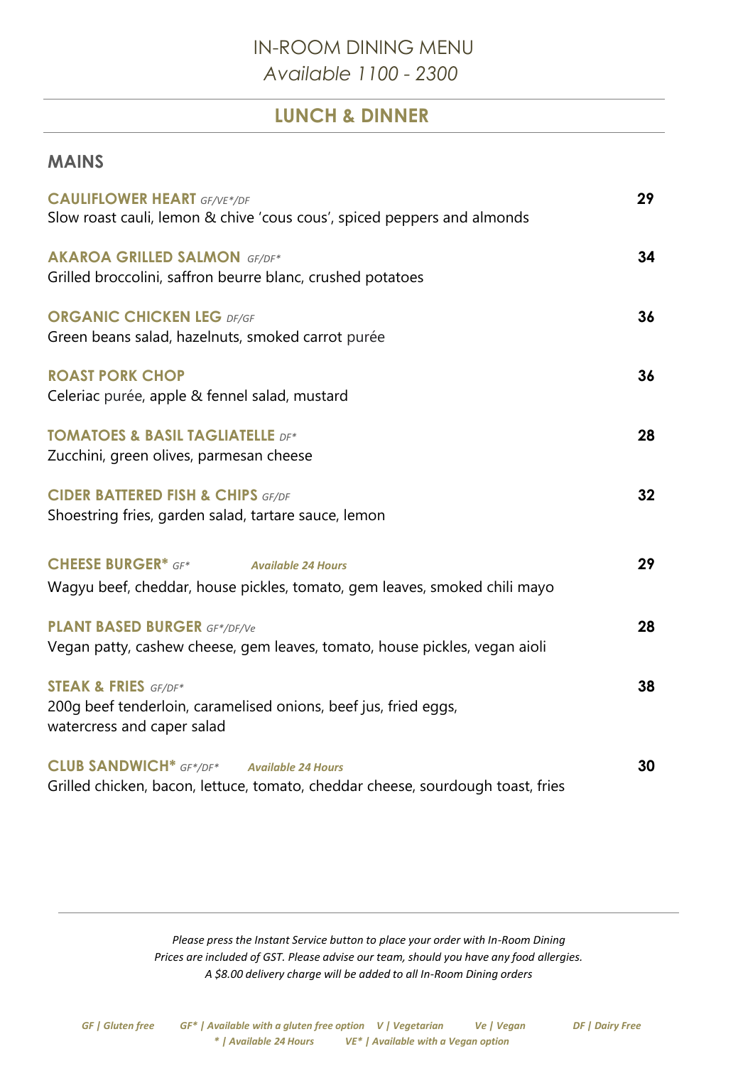# IN-ROOM DINING MENU

*Available 1100 - 2300*

## LUNCH & DINNER

### MAINS

**CAULIFLOWER HEART** *GF/VE*/DF* — **29**
Slow roast cauli, lemon & chive 'cous cous', spiced peppers and almonds

**AKAROA GRILLED SALMON** *GF/DF** — **34**
Grilled broccolini, saffron beurre blanc, crushed potatoes

**ORGANIC CHICKEN LEG** *DF/GF* — **36**
Green beans salad, hazelnuts, smoked carrot purée

**ROAST PORK CHOP** — **36**
Celeriac purée, apple & fennel salad, mustard

**TOMATOES & BASIL TAGLIATELLE** *DF** — **28**
Zucchini, green olives, parmesan cheese

**CIDER BATTERED FISH & CHIPS** *GF/DF* — **32**
Shoestring fries, garden salad, tartare sauce, lemon

**CHEESE BURGER*** *GF** *Available 24 Hours* — **29**
Wagyu beef, cheddar, house pickles, tomato, gem leaves, smoked chili mayo

**PLANT BASED BURGER** *GF*/DF/Ve* — **28**
Vegan patty, cashew cheese, gem leaves, tomato, house pickles, vegan aioli

**STEAK & FRIES** *GF/DF** — **38**
200g beef tenderloin, caramelised onions, beef jus, fried eggs, watercress and caper salad

**CLUB SANDWICH*** *GF*/DF** *Available 24 Hours* — **30**
Grilled chicken, bacon, lettuce, tomato, cheddar cheese, sourdough toast, fries

---

*Please press the Instant Service button to place your order with In-Room Dining*
*Prices are included of GST. Please advise our team, should you have any food allergies.*
*A $8.00 delivery charge will be added to all In-Room Dining orders*

*GF | Gluten free   GF* | Available with a gluten free option   V | Vegetarian   Ve | Vegan   DF | Dairy Free*
** | Available 24 Hours   VE* | Available with a Vegan option*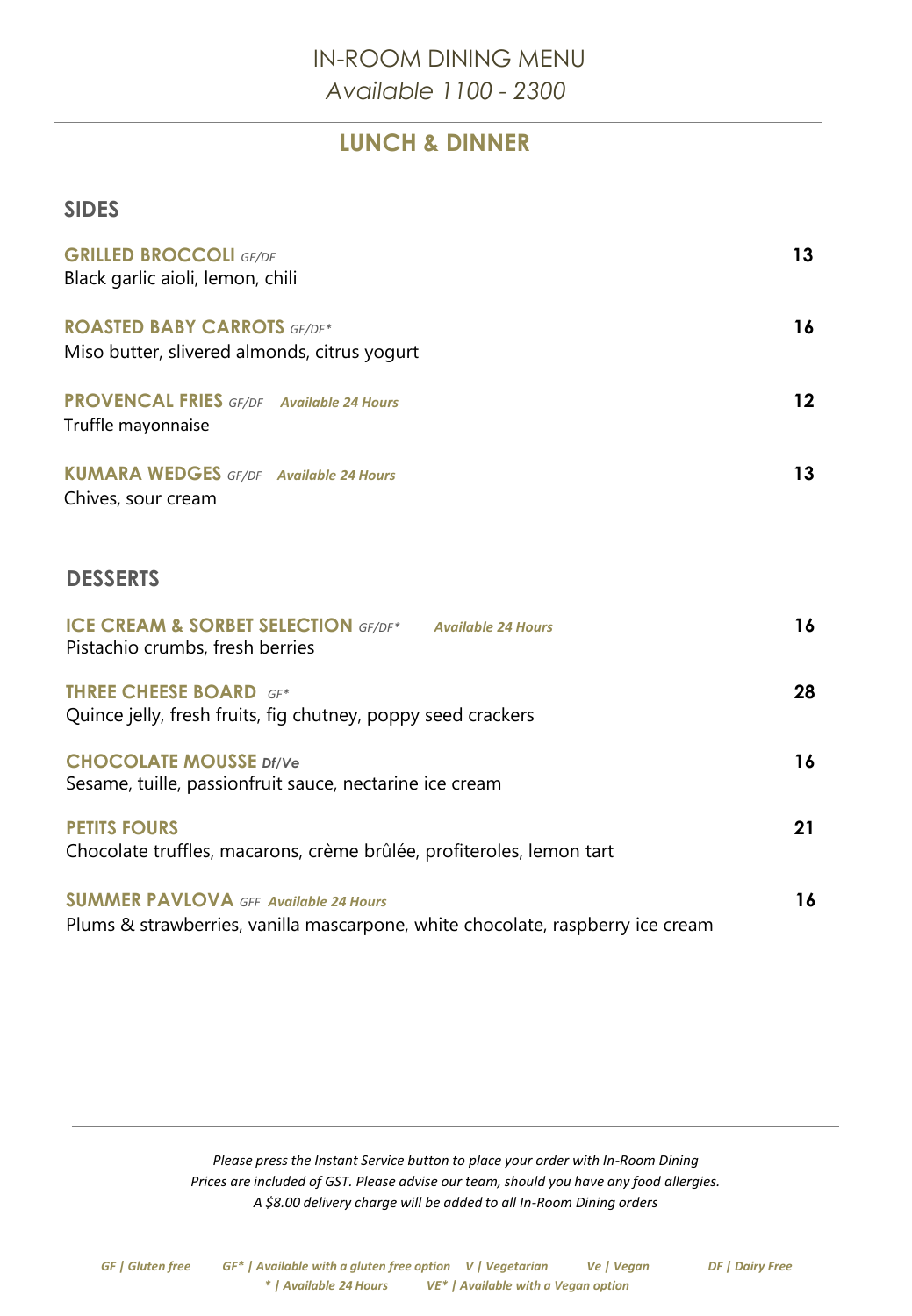# IN-ROOM DINING MENU

*Available 1100 - 2300*

## LUNCH & DINNER

### SIDES

**GRILLED BROCCOLI** *GF/DF* — **13**
Black garlic aioli, lemon, chili

**ROASTED BABY CARROTS** *GF/DF** — **16**
Miso butter, slivered almonds, citrus yogurt

**PROVENCAL FRIES** *GF/DF* ***Available 24 Hours*** — **12**
Truffle mayonnaise

**KUMARA WEDGES** *GF/DF* ***Available 24 Hours*** — **13**
Chives, sour cream

### DESSERTS

**ICE CREAM & SORBET SELECTION** *GF/DF** ***Available 24 Hours*** — **16**
Pistachio crumbs, fresh berries

**THREE CHEESE BOARD** *GF** — **28**
Quince jelly, fresh fruits, fig chutney, poppy seed crackers

**CHOCOLATE MOUSSE** ***Df/Ve*** — **16**
Sesame, tuille, passionfruit sauce, nectarine ice cream

**PETITS FOURS** — **21**
Chocolate truffles, macarons, crème brûlée, profiteroles, lemon tart

**SUMMER PAVLOVA** *GFF* ***Available 24 Hours*** — **16**
Plums & strawberries, vanilla mascarpone, white chocolate, raspberry ice cream

---

*Please press the Instant Service button to place your order with In-Room Dining*
*Prices are included of GST. Please advise our team, should you have any food allergies.*
*A $8.00 delivery charge will be added to all In-Room Dining orders*

***GF | Gluten free   GF* | Available with a gluten free option   V | Vegetarian   Ve | Vegan   DF | Dairy Free***
***\* | Available 24 Hours   VE* | Available with a Vegan option***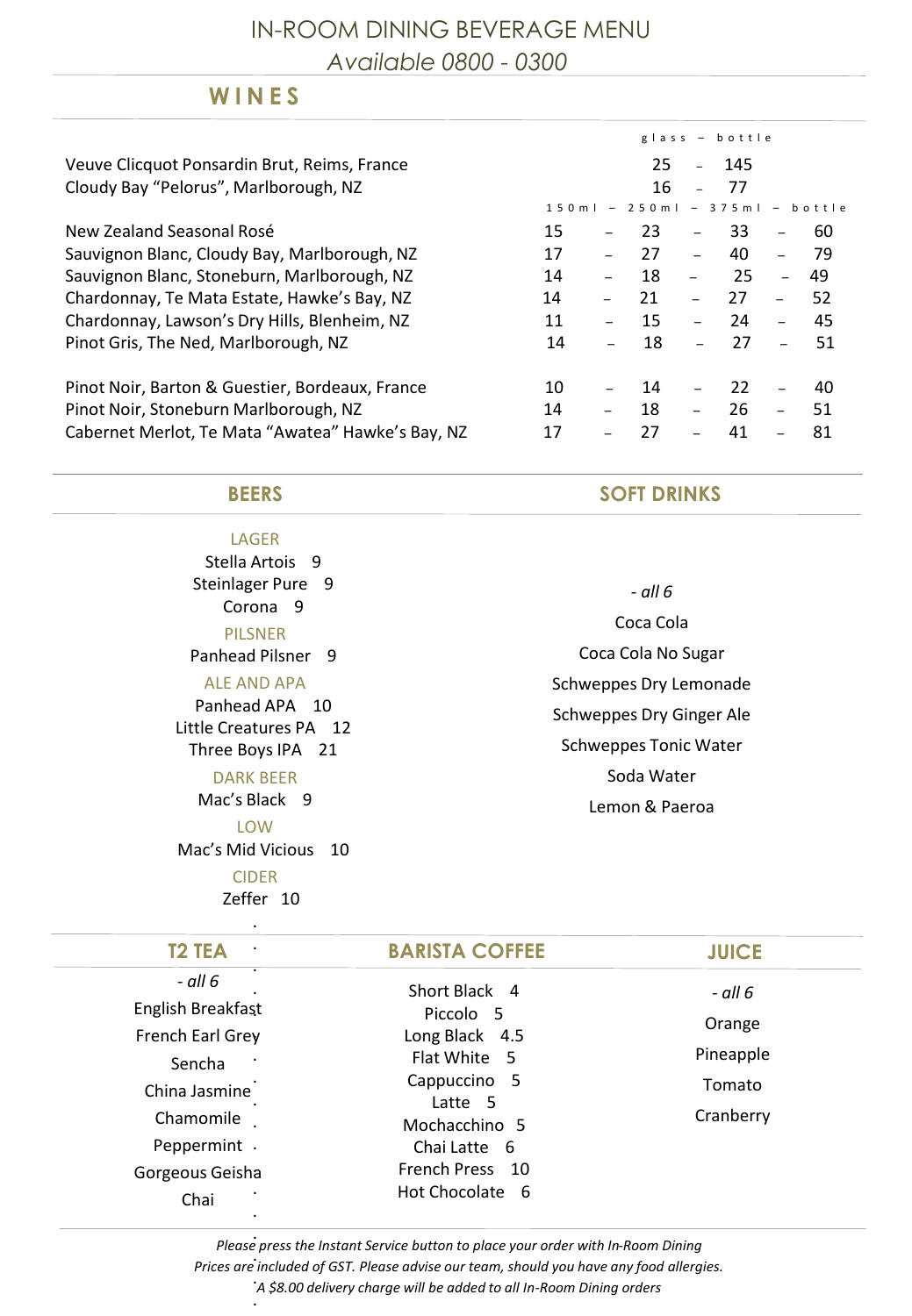# IN-ROOM DINING BEVERAGE MENU

*Available 0800 - 0300*

## WINES

| | glass | bottle |
|---|---|---|
| Veuve Clicquot Ponsardin Brut, Reims, France | 25 | 145 |
| Cloudy Bay "Pelorus", Marlborough, NZ | 16 | 77 |

| | 150ml | 250ml | 375ml | bottle |
|---|---|---|---|---|
| New Zealand Seasonal Rosé | 15 | 23 | 33 | 60 |
| Sauvignon Blanc, Cloudy Bay, Marlborough, NZ | 17 | 27 | 40 | 79 |
| Sauvignon Blanc, Stoneburn, Marlborough, NZ | 14 | 18 | 25 | 49 |
| Chardonnay, Te Mata Estate, Hawke's Bay, NZ | 14 | 21 | 27 | 52 |
| Chardonnay, Lawson's Dry Hills, Blenheim, NZ | 11 | 15 | 24 | 45 |
| Pinot Gris, The Ned, Marlborough, NZ | 14 | 18 | 27 | 51 |
| Pinot Noir, Barton & Guestier, Bordeaux, France | 10 | 14 | 22 | 40 |
| Pinot Noir, Stoneburn Marlborough, NZ | 14 | 18 | 26 | 51 |
| Cabernet Merlot, Te Mata "Awatea" Hawke's Bay, NZ | 17 | 27 | 41 | 81 |

## BEERS

### LAGER

Stella Artois 9

Steinlager Pure 9

Corona 9

### PILSNER

Panhead Pilsner 9

### ALE AND APA

Panhead APA 10

Little Creatures PA 12

Three Boys IPA 21

### DARK BEER

Mac's Black 9

### LOW

Mac's Mid Vicious 10

### CIDER

Zeffer 10

## SOFT DRINKS

*- all 6*

Coca Cola

Coca Cola No Sugar

Schweppes Dry Lemonade

Schweppes Dry Ginger Ale

Schweppes Tonic Water

Soda Water

Lemon & Paeroa

## T2 TEA

*- all 6*

English Breakfast

French Earl Grey

Sencha

China Jasmine

Chamomile

Peppermint

Gorgeous Geisha

Chai

## BARISTA COFFEE

Short Black 4

Piccolo 5

Long Black 4.5

Flat White 5

Cappuccino 5

Latte 5

Mochacchino 5

Chai Latte 6

French Press 10

Hot Chocolate 6

## JUICE

*- all 6*

Orange

Pineapple

Tomato

Cranberry

*Please press the Instant Service button to place your order with In-Room Dining*

*Prices are included of GST. Please advise our team, should you have any food allergies.*

*A $8.00 delivery charge will be added to all In-Room Dining orders*